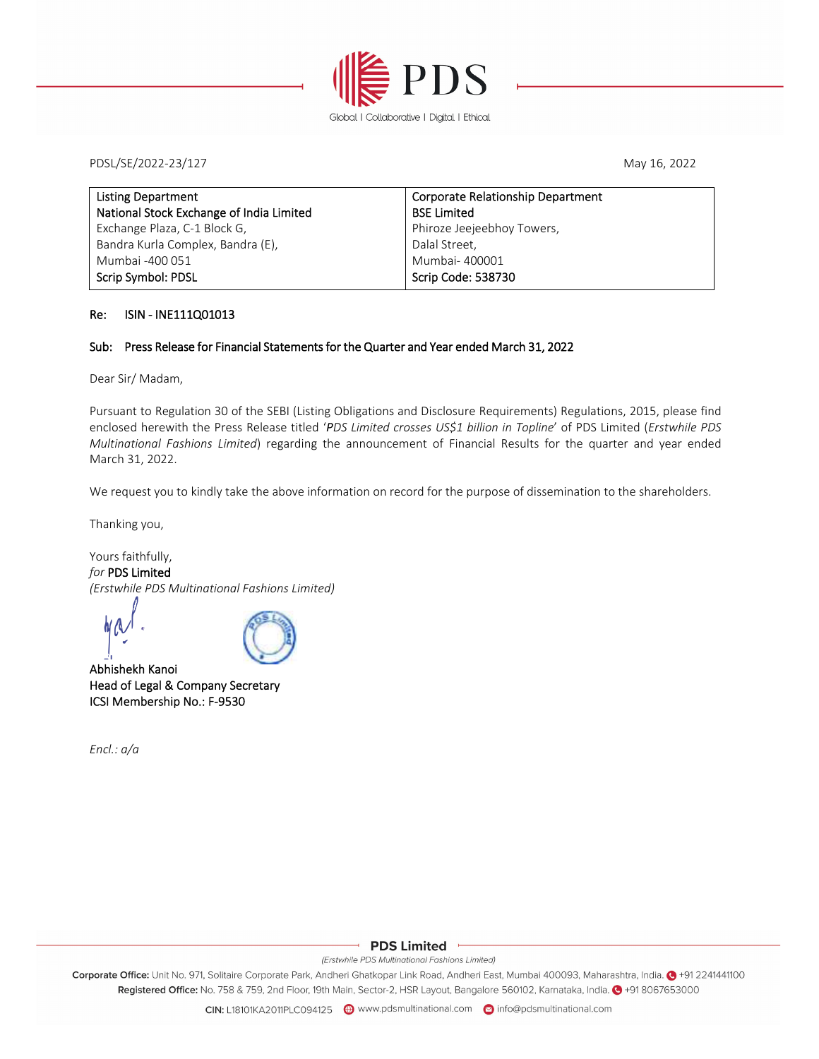PDSL/SE/2022-23/127

May 16, 2022

| Listing Department | Corporate Relationship Department |
|---|---|
| National Stock Exchange of India Limited | BSE Limited |
| Exchange Plaza, C-1 Block G, | Phiroze Jeejeebhoy Towers, |
| Bandra Kurla Complex, Bandra (E), | Dalal Street, |
| Mumbai -400 051 | Mumbai- 400001 |
| Scrip Symbol: PDSL | Scrip Code: 538730 |

**Re: ISIN - INE111Q01013**

**Sub: Press Release for Financial Statements for the Quarter and Year ended March 31, 2022**

Dear Sir/ Madam,

Pursuant to Regulation 30 of the SEBI (Listing Obligations and Disclosure Requirements) Regulations, 2015, please find enclosed herewith the Press Release titled '*PDS Limited crosses US$1 billion in Topline*' of PDS Limited (*Erstwhile PDS Multinational Fashions Limited*) regarding the announcement of Financial Results for the quarter and year ended March 31, 2022.

We request you to kindly take the above information on record for the purpose of dissemination to the shareholders.

Thanking you,

Yours faithfully,
*for* PDS Limited
*(Erstwhile PDS Multinational Fashions Limited)*

Abhishekh Kanoi
Head of Legal & Company Secretary
ICSI Membership No.: F-9530

*Encl.: a/a*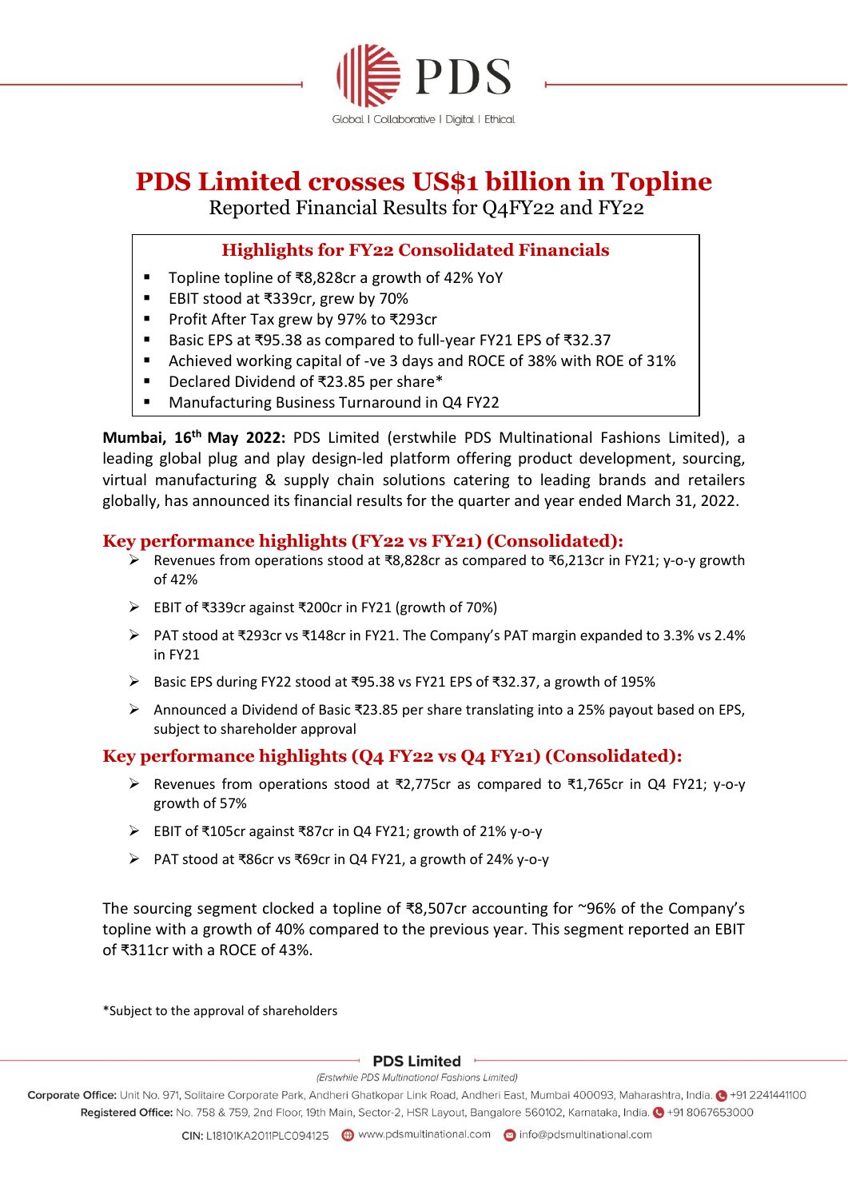# PDS Limited crosses US$1 billion in Topline

Reported Financial Results for Q4FY22 and FY22

## Highlights for FY22 Consolidated Financials

- Topline topline of ₹8,828cr a growth of 42% YoY
- EBIT stood at ₹339cr, grew by 70%
- Profit After Tax grew by 97% to ₹293cr
- Basic EPS at ₹95.38 as compared to full-year FY21 EPS of ₹32.37
- Achieved working capital of -ve 3 days and ROCE of 38% with ROE of 31%
- Declared Dividend of ₹23.85 per share*
- Manufacturing Business Turnaround in Q4 FY22

**Mumbai, 16th May 2022:** PDS Limited (erstwhile PDS Multinational Fashions Limited), a leading global plug and play design-led platform offering product development, sourcing, virtual manufacturing & supply chain solutions catering to leading brands and retailers globally, has announced its financial results for the quarter and year ended March 31, 2022.

## Key performance highlights (FY22 vs FY21) (Consolidated):

- Revenues from operations stood at ₹8,828cr as compared to ₹6,213cr in FY21; y-o-y growth of 42%
- EBIT of ₹339cr against ₹200cr in FY21 (growth of 70%)
- PAT stood at ₹293cr vs ₹148cr in FY21. The Company's PAT margin expanded to 3.3% vs 2.4% in FY21
- Basic EPS during FY22 stood at ₹95.38 vs FY21 EPS of ₹32.37, a growth of 195%
- Announced a Dividend of Basic ₹23.85 per share translating into a 25% payout based on EPS, subject to shareholder approval

## Key performance highlights (Q4 FY22 vs Q4 FY21) (Consolidated):

- Revenues from operations stood at ₹2,775cr as compared to ₹1,765cr in Q4 FY21; y-o-y growth of 57%
- EBIT of ₹105cr against ₹87cr in Q4 FY21; growth of 21% y-o-y
- PAT stood at ₹86cr vs ₹69cr in Q4 FY21, a growth of 24% y-o-y

The sourcing segment clocked a topline of ₹8,507cr accounting for ~96% of the Company's topline with a growth of 40% compared to the previous year. This segment reported an EBIT of ₹311cr with a ROCE of 43%.

*Subject to the approval of shareholders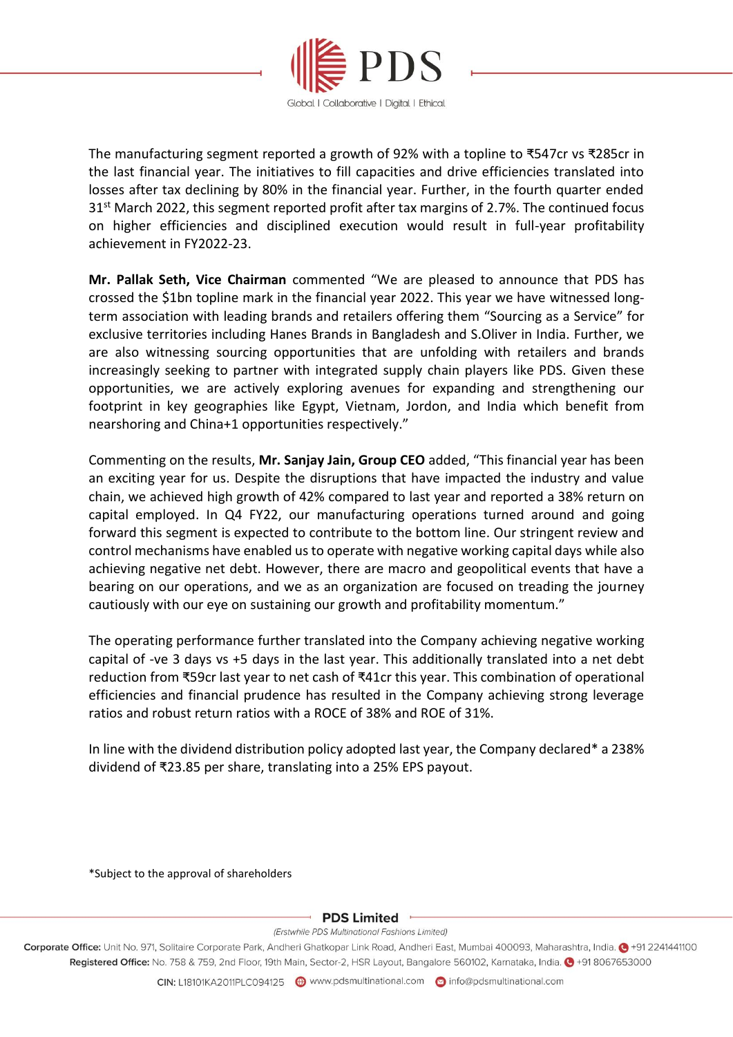The manufacturing segment reported a growth of 92% with a topline to ₹547cr vs ₹285cr in the last financial year. The initiatives to fill capacities and drive efficiencies translated into losses after tax declining by 80% in the financial year. Further, in the fourth quarter ended 31st March 2022, this segment reported profit after tax margins of 2.7%. The continued focus on higher efficiencies and disciplined execution would result in full-year profitability achievement in FY2022-23.

**Mr. Pallak Seth, Vice Chairman** commented "We are pleased to announce that PDS has crossed the $1bn topline mark in the financial year 2022. This year we have witnessed long-term association with leading brands and retailers offering them "Sourcing as a Service" for exclusive territories including Hanes Brands in Bangladesh and S.Oliver in India. Further, we are also witnessing sourcing opportunities that are unfolding with retailers and brands increasingly seeking to partner with integrated supply chain players like PDS. Given these opportunities, we are actively exploring avenues for expanding and strengthening our footprint in key geographies like Egypt, Vietnam, Jordon, and India which benefit from nearshoring and China+1 opportunities respectively."

Commenting on the results, **Mr. Sanjay Jain, Group CEO** added, "This financial year has been an exciting year for us. Despite the disruptions that have impacted the industry and value chain, we achieved high growth of 42% compared to last year and reported a 38% return on capital employed. In Q4 FY22, our manufacturing operations turned around and going forward this segment is expected to contribute to the bottom line. Our stringent review and control mechanisms have enabled us to operate with negative working capital days while also achieving negative net debt. However, there are macro and geopolitical events that have a bearing on our operations, and we as an organization are focused on treading the journey cautiously with our eye on sustaining our growth and profitability momentum."

The operating performance further translated into the Company achieving negative working capital of -ve 3 days vs +5 days in the last year. This additionally translated into a net debt reduction from ₹59cr last year to net cash of ₹41cr this year. This combination of operational efficiencies and financial prudence has resulted in the Company achieving strong leverage ratios and robust return ratios with a ROCE of 38% and ROE of 31%.

In line with the dividend distribution policy adopted last year, the Company declared* a 238% dividend of ₹23.85 per share, translating into a 25% EPS payout.

*Subject to the approval of shareholders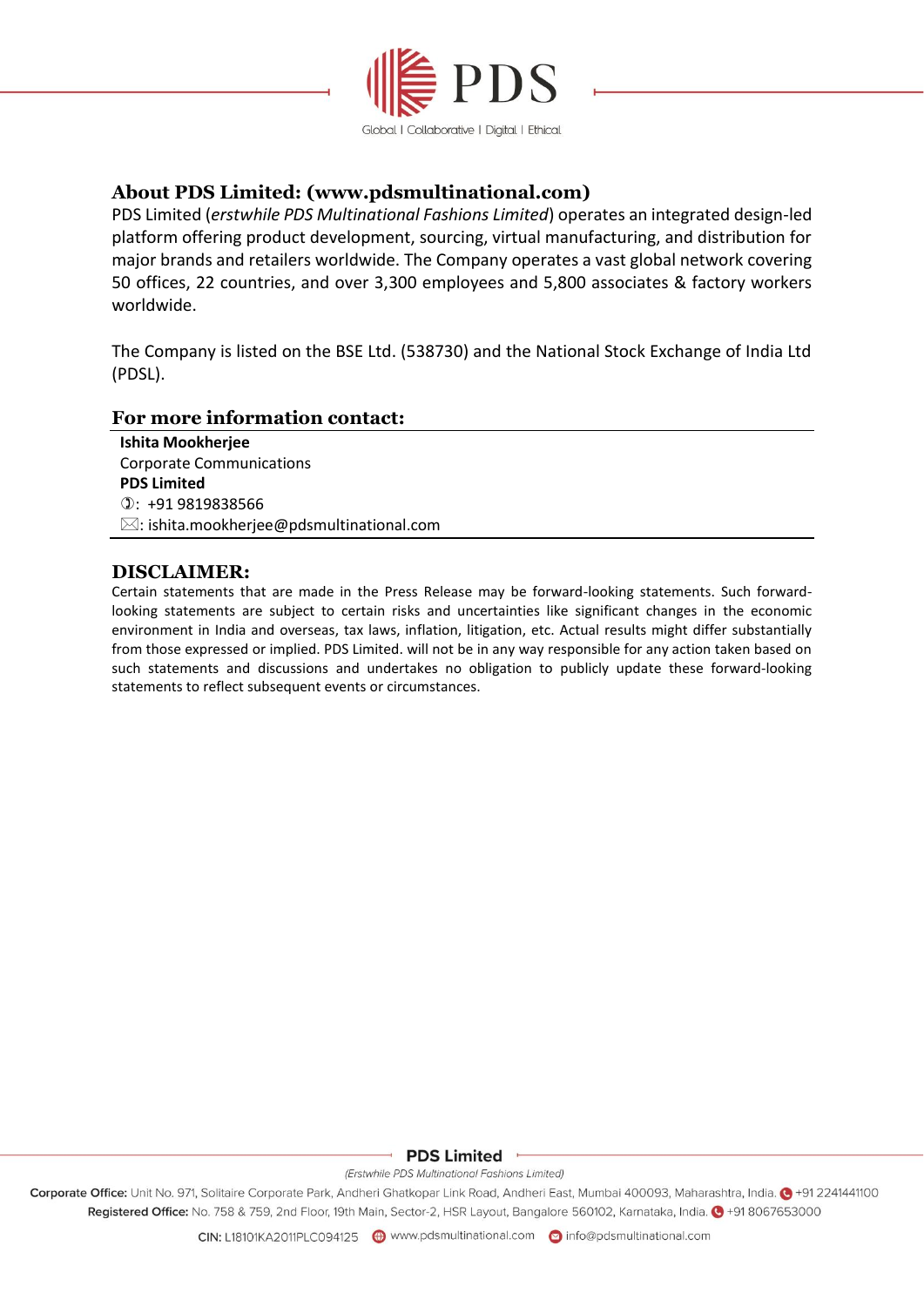## About PDS Limited: (www.pdsmultinational.com)

PDS Limited (*erstwhile PDS Multinational Fashions Limited*) operates an integrated design-led platform offering product development, sourcing, virtual manufacturing, and distribution for major brands and retailers worldwide. The Company operates a vast global network covering 50 offices, 22 countries, and over 3,300 employees and 5,800 associates & factory workers worldwide.

The Company is listed on the BSE Ltd. (538730) and the National Stock Exchange of India Ltd (PDSL).

## For more information contact:

**Ishita Mookherjee**
Corporate Communications
**PDS Limited**
✆: +91 9819838566
✉: ishita.mookherjee@pdsmultinational.com

## DISCLAIMER:

Certain statements that are made in the Press Release may be forward-looking statements. Such forward-looking statements are subject to certain risks and uncertainties like significant changes in the economic environment in India and overseas, tax laws, inflation, litigation, etc. Actual results might differ substantially from those expressed or implied. PDS Limited. will not be in any way responsible for any action taken based on such statements and discussions and undertakes no obligation to publicly update these forward-looking statements to reflect subsequent events or circumstances.